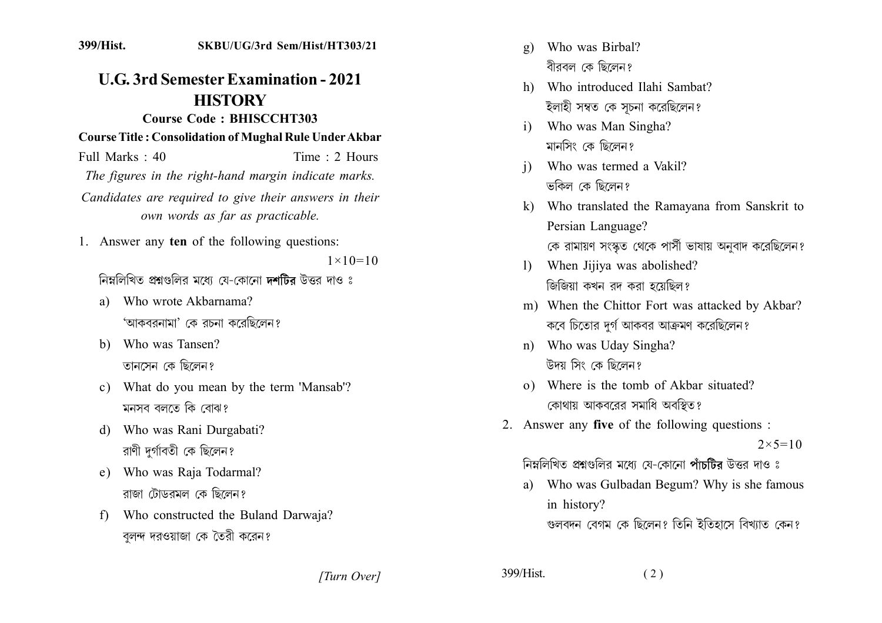399/Hist. SKBU/UG/3rd Sem/Hist/HT303/21

# U.G. 3rd Semester Examination - 2021
# HISTORY

### Course Code : BHISCCHT303

### Course Title : Consolidation of Mughal Rule Under Akbar

Full Marks : 40 Time : 2 Hours

*The figures in the right-hand margin indicate marks.*

*Candidates are required to give their answers in their own words as far as practicable.*

1. Answer any **ten** of the following questions: $1\times10=10$

   নিম্নলিখিত প্রশ্নগুলির মধ্যে যে-কোনো **দশটির** উত্তর দাও ঃ

   a) Who wrote Akbarnama?
   'আকবরনামা' কে রচনা করেছিলেন?

   b) Who was Tansen?
   তানসেন কে ছিলেন?

   c) What do you mean by the term 'Mansab'?
   মনসব বলতে কি বোঝ?

   d) Who was Rani Durgabati?
   রাণী দুর্গাবতী কে ছিলেন?

   e) Who was Raja Todarmal?
   রাজা টোডরমল কে ছিলেন?

   f) Who constructed the Buland Darwaja?
   বুলন্দ দরওয়াজা কে তৈরী করেন?

   g) Who was Birbal?
   বীরবল কে ছিলেন?

   h) Who introduced Ilahi Sambat?
   ইলাহী সম্বত কে সূচনা করেছিলেন?

   i) Who was Man Singha?
   মানসিং কে ছিলেন?

   j) Who was termed a Vakil?
   ভকিল কে ছিলেন?

   k) Who translated the Ramayana from Sanskrit to Persian Language?
   কে রামায়ণ সংস্কৃত থেকে পার্সী ভাষায় অনুবাদ করেছিলেন?

   l) When Jijiya was abolished?
   জিজিয়া কখন রদ করা হয়েছিল?

   m) When the Chittor Fort was attacked by Akbar?
   কবে চিতোর দুর্গ আকবর আক্রমণ করেছিলেন?

   n) Who was Uday Singha?
   উদয় সিং কে ছিলেন?

   o) Where is the tomb of Akbar situated?
   কোথায় আকবরের সমাধি অবস্থিত?

2. Answer any **five** of the following questions : $2\times5=10$

   নিম্নলিখিত প্রশ্নগুলির মধ্যে যে-কোনো **পাঁচটির** উত্তর দাও ঃ

   a) Who was Gulbadan Begum? Why is she famous in history?
   গুলবদন বেগম কে ছিলেন? তিনি ইতিহাসে বিখ্যাত কেন?

[Turn Over]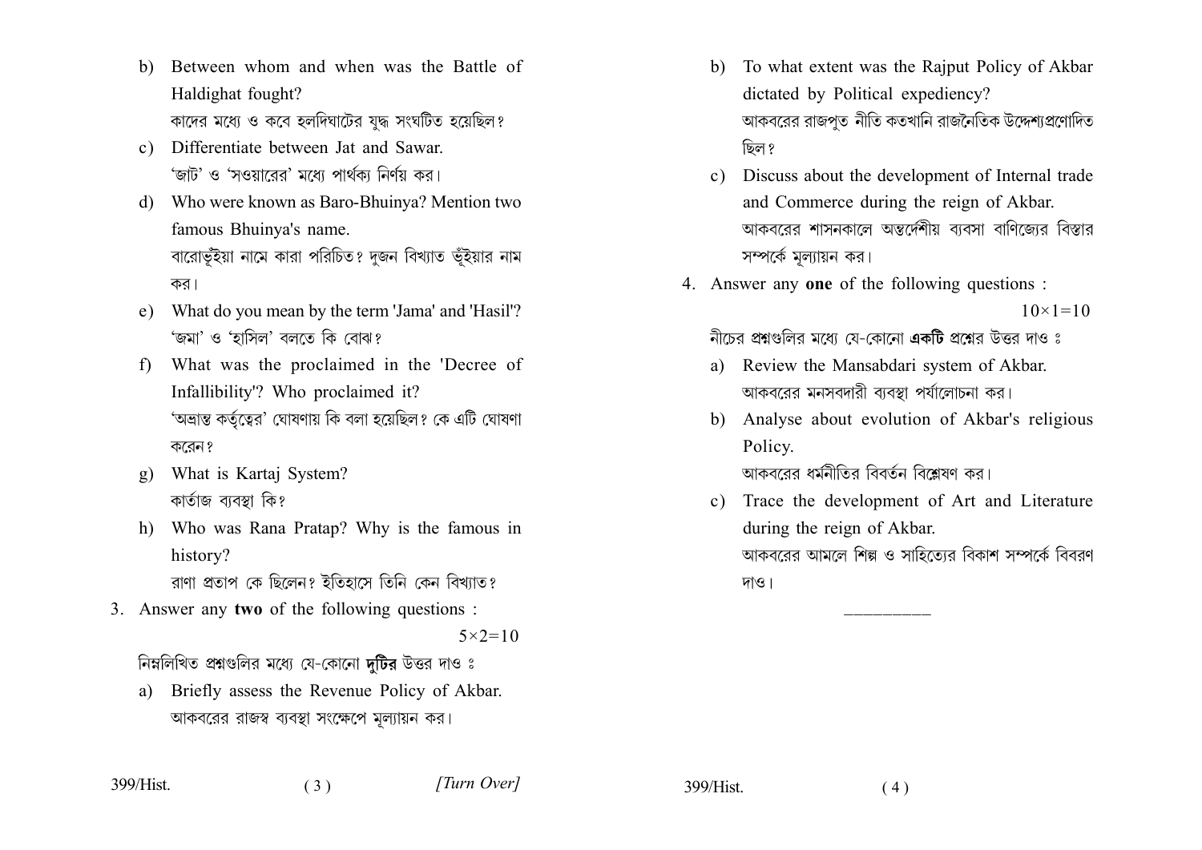b) Between whom and when was the Battle of Haldighat fought?
কাদের মধ্যে ও কবে হলদিঘাটের যুদ্ধ সংঘটিত হয়েছিল?

c) Differentiate between Jat and Sawar.
'জাট' ও 'সওয়ারের' মধ্যে পার্থক্য নির্ণয় কর।

d) Who were known as Baro-Bhuinya? Mention two famous Bhuinya's name.
বারোভূঁইয়া নামে কারা পরিচিত? দুজন বিখ্যাত ভূঁইয়ার নাম কর।

e) What do you mean by the term 'Jama' and 'Hasil'?
'জমা' ও 'হাসিল' বলতে কি বোঝ?

f) What was the proclaimed in the 'Decree of Infallibility'? Who proclaimed it?
'অভ্রান্ত কর্তৃত্বের' ঘোষণায় কি বলা হয়েছিল? কে এটি ঘোষণা করেন?

g) What is Kartaj System?
কার্তাজ ব্যবস্থা কি?

h) Who was Rana Pratap? Why is the famous in history?
রাণা প্রতাপ কে ছিলেন? ইতিহাসে তিনি কেন বিখ্যাত?

3. Answer any **two** of the following questions : $5 \times 2 = 10$

নিম্নলিখিত প্রশ্নগুলির মধ্যে যে-কোনো **দুটির** উত্তর দাও ঃ

a) Briefly assess the Revenue Policy of Akbar.
আকবরের রাজস্ব ব্যবস্থা সংক্ষেপে মূল্যায়ন কর।

b) To what extent was the Rajput Policy of Akbar dictated by Political expediency?
আকবরের রাজপুত নীতি কতখানি রাজনৈতিক উদ্দেশ্যপ্রণোদিত ছিল?

c) Discuss about the development of Internal trade and Commerce during the reign of Akbar.
আকবরের শাসনকালে অন্তর্দেশীয় ব্যবসা বাণিজ্যের বিস্তার সম্পর্কে মূল্যায়ন কর।

4. Answer any **one** of the following questions : $10 \times 1 = 10$

নীচের প্রশ্নগুলির মধ্যে যে-কোনো **একটি** প্রশ্নের উত্তর দাও ঃ

a) Review the Mansabdari system of Akbar.
আকবরের মনসবদারী ব্যবস্থা পর্যালোচনা কর।

b) Analyse about evolution of Akbar's religious Policy.
আকবরের ধর্মনীতির বিবর্তন বিশ্লেষণ কর।

c) Trace the development of Art and Literature during the reign of Akbar.
আকবরের আমলে শিল্প ও সাহিত্যের বিকাশ সম্পর্কে বিবরণ দাও।

---